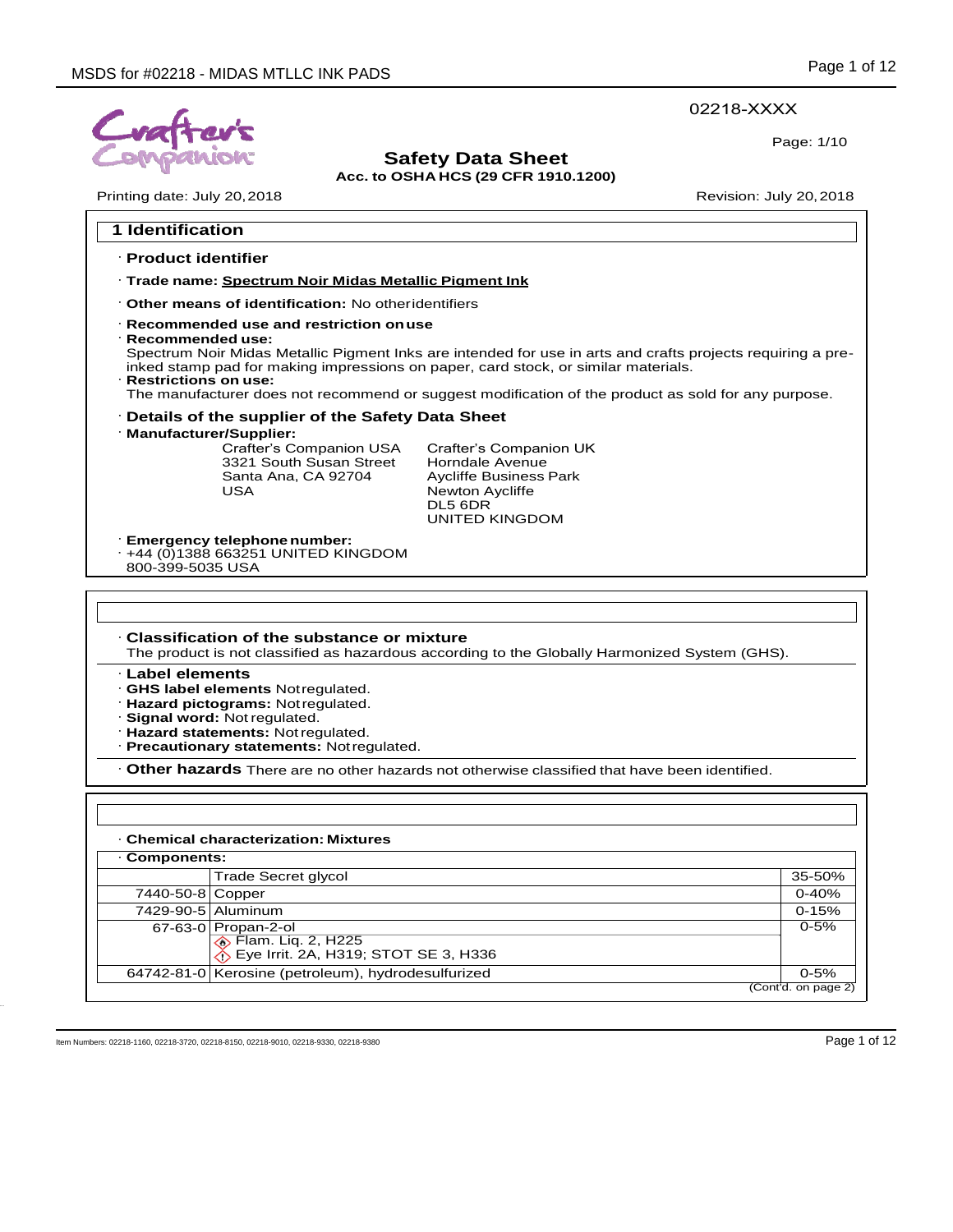02218-XXXX

Page: 1/10

# Safety Data Sheet

**Acc. to OSHA HCS (29 CFR 1910.1200)**

Printing date: July 20, 2018 Revision: July 20, 2018

## 1 Identification

· **Product identifier**

· **Trade name: Spectrum Noir Midas Metallic Pigment Ink**

· **Other means of identification:** No other identifiers

· **Recommended use and restriction on use**

· **Recommended use:**
Spectrum Noir Midas Metallic Pigment Inks are intended for use in arts and crafts projects requiring a pre-inked stamp pad for making impressions on paper, card stock, or similar materials.

· **Restrictions on use:**
The manufacturer does not recommend or suggest modification of the product as sold for any purpose.

· **Details of the supplier of the Safety Data Sheet**

· **Manufacturer/Supplier:**

Crafter's Companion USA
3321 South Susan Street
Santa Ana, CA 92704
USA

Crafter's Companion UK
Horndale Avenue
Aycliffe Business Park
Newton Aycliffe
DL5 6DR
UNITED KINGDOM

· **Emergency telephone number:**
· +44 (0)1388 663251 UNITED KINGDOM
800-399-5035 USA

· **Classification of the substance or mixture**
The product is not classified as hazardous according to the Globally Harmonized System (GHS).

· **Label elements**
· **GHS label elements** Not regulated.
· **Hazard pictograms:** Not regulated.
· **Signal word:** Not regulated.
· **Hazard statements:** Not regulated.
· **Precautionary statements:** Not regulated.

· **Other hazards** There are no other hazards not otherwise classified that have been identified.

· **Chemical characterization: Mixtures**

· **Components:**

| CAS | Component | % |
|---|---|---|
| | Trade Secret glycol | 35-50% |
| 7440-50-8 | Copper | 0-40% |
| 7429-90-5 | Aluminum | 0-15% |
| 67-63-0 | Propan-2-ol<br>Flam. Liq. 2, H225<br>Eye Irrit. 2A, H319; STOT SE 3, H336 | 0-5% |
| 64742-81-0 | Kerosine (petroleum), hydrodesulfurized | 0-5% |

(Cont'd. on page 2)

Item Numbers: 02218-1160, 02218-3720, 02218-8150, 02218-9010, 02218-9330, 02218-9380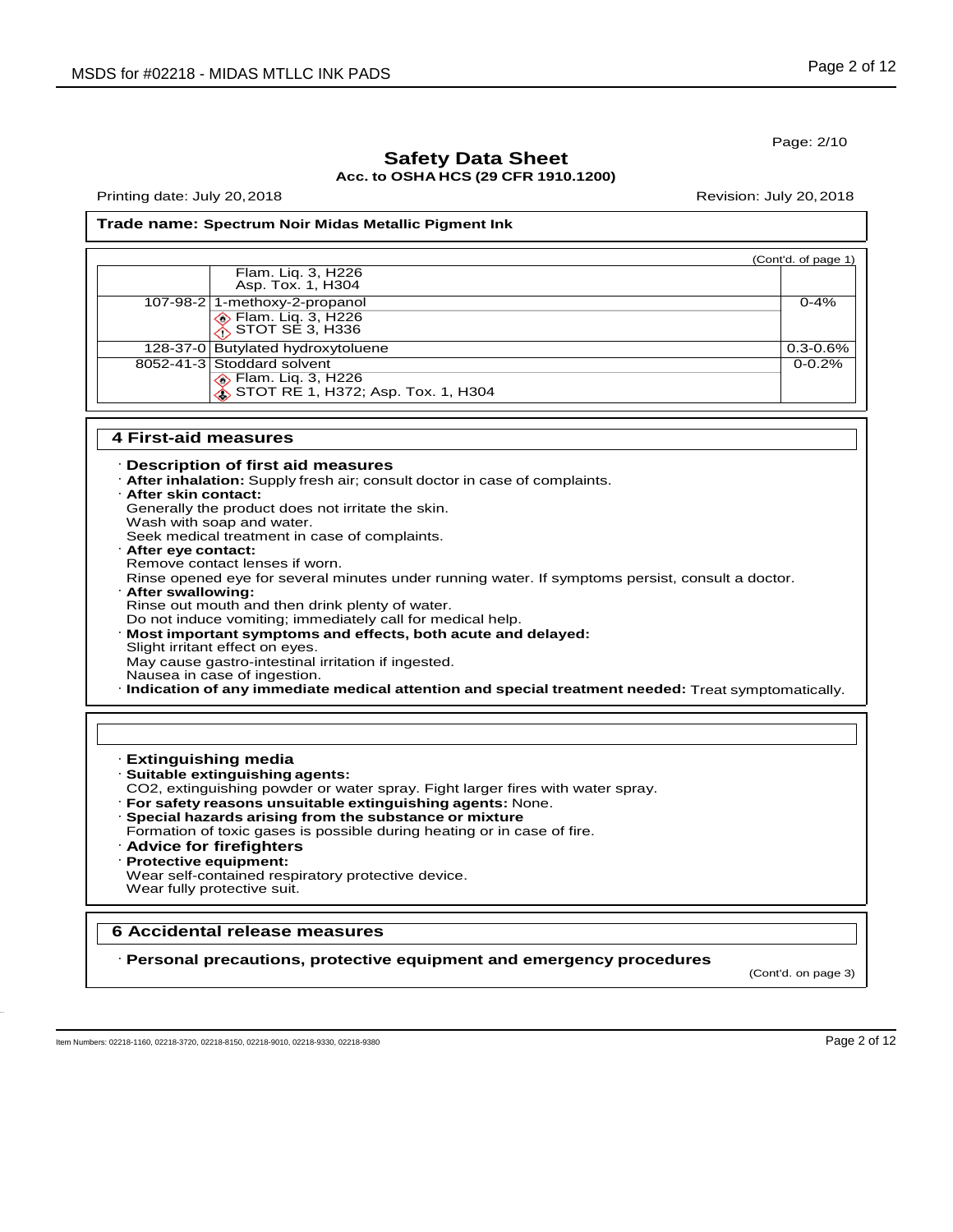Page: 2/10

# Safety Data Sheet

**Acc. to OSHA HCS (29 CFR 1910.1200)**

Printing date: July 20, 2018 Revision: July 20, 2018

**Trade name: Spectrum Noir Midas Metallic Pigment Ink**

(Cont'd. of page 1)

| | | |
|---|---|---|
| | Flam. Liq. 3, H226<br>Asp. Tox. 1, H304 | |
| 107-98-2 | 1-methoxy-2-propanol | 0-4% |
| | Flam. Liq. 3, H226<br>STOT SE 3, H336 | |
| 128-37-0 | Butylated hydroxytoluene | 0.3-0.6% |
| 8052-41-3 | Stoddard solvent | 0-0.2% |
| | Flam. Liq. 3, H226<br>STOT RE 1, H372; Asp. Tox. 1, H304 | |

## 4 First-aid measures

· **Description of first aid measures**
· **After inhalation:** Supply fresh air; consult doctor in case of complaints.
· **After skin contact:**
Generally the product does not irritate the skin.
Wash with soap and water.
Seek medical treatment in case of complaints.
· **After eye contact:**
Remove contact lenses if worn.
Rinse opened eye for several minutes under running water. If symptoms persist, consult a doctor.
· **After swallowing:**
Rinse out mouth and then drink plenty of water.
Do not induce vomiting; immediately call for medical help.
· **Most important symptoms and effects, both acute and delayed:**
Slight irritant effect on eyes.
May cause gastro-intestinal irritation if ingested.
Nausea in case of ingestion.
· **Indication of any immediate medical attention and special treatment needed:** Treat symptomatically.

· **Extinguishing media**
· **Suitable extinguishing agents:**
$CO_2$, extinguishing powder or water spray. Fight larger fires with water spray.
· **For safety reasons unsuitable extinguishing agents:** None.
· **Special hazards arising from the substance or mixture**
Formation of toxic gases is possible during heating or in case of fire.
· **Advice for firefighters**
· **Protective equipment:**
Wear self-contained respiratory protective device.
Wear fully protective suit.

## 6 Accidental release measures

· **Personal precautions, protective equipment and emergency procedures**

(Cont'd. on page 3)

Item Numbers: 02218-1160, 02218-3720, 02218-8150, 02218-9010, 02218-9330, 02218-9380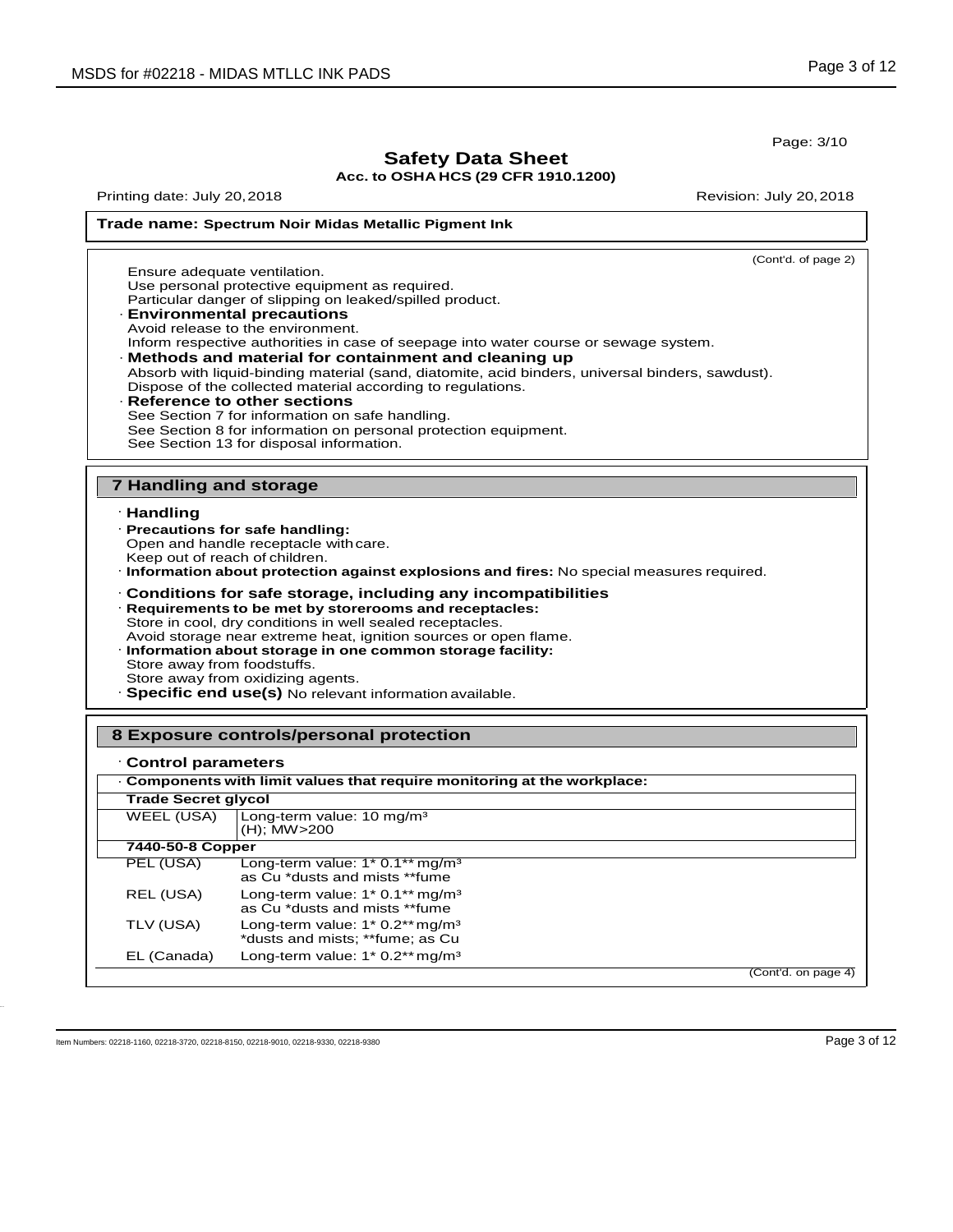**Safety Data Sheet**
**Acc. to OSHA HCS (29 CFR 1910.1200)**

Printing date: July 20, 2018 Revision: July 20, 2018

**Trade name: Spectrum Noir Midas Metallic Pigment Ink**

(Cont'd. of page 2)

Ensure adequate ventilation.
Use personal protective equipment as required.
Particular danger of slipping on leaked/spilled product.

· **Environmental precautions**
Avoid release to the environment.
Inform respective authorities in case of seepage into water course or sewage system.

· **Methods and material for containment and cleaning up**
Absorb with liquid-binding material (sand, diatomite, acid binders, universal binders, sawdust).
Dispose of the collected material according to regulations.

· **Reference to other sections**
See Section 7 for information on safe handling.
See Section 8 for information on personal protection equipment.
See Section 13 for disposal information.

## 7 Handling and storage

· **Handling**
· **Precautions for safe handling:**
Open and handle receptacle with care.
Keep out of reach of children.
· **Information about protection against explosions and fires:** No special measures required.

· **Conditions for safe storage, including any incompatibilities**
· **Requirements to be met by storerooms and receptacles:**
Store in cool, dry conditions in well sealed receptacles.
Avoid storage near extreme heat, ignition sources or open flame.
· **Information about storage in one common storage facility:**
Store away from foodstuffs.
Store away from oxidizing agents.
· **Specific end use(s)** No relevant information available.

## 8 Exposure controls/personal protection

· **Control parameters**

· **Components with limit values that require monitoring at the workplace:**

| **Trade Secret glycol** | |
|---|---|
| WEEL (USA) | Long-term value: 10 mg/m³<br>(H); MW>200 |
| **7440-50-8 Copper** | |
| PEL (USA) | Long-term value: 1* 0.1** mg/m³<br>as Cu *dusts and mists **fume |
| REL (USA) | Long-term value: 1* 0.1** mg/m³<br>as Cu *dusts and mists **fume |
| TLV (USA) | Long-term value: 1* 0.2** mg/m³<br>*dusts and mists; **fume; as Cu |
| EL (Canada) | Long-term value: 1* 0.2** mg/m³ |

(Cont'd. on page 4)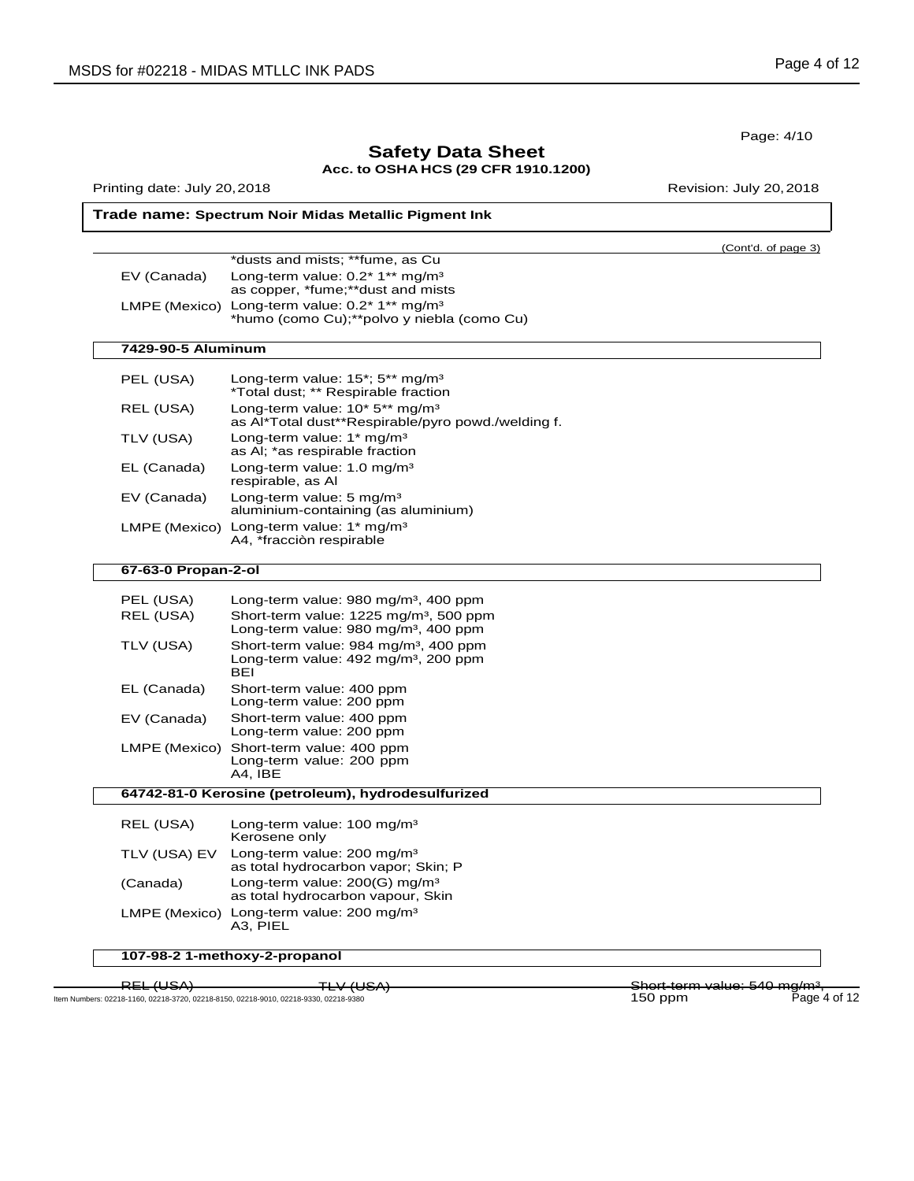Page: 4/10

**Safety Data Sheet**
**Acc. to OSHA HCS (29 CFR 1910.1200)**

Printing date: July 20, 2018 Revision: July 20, 2018

**Trade name: Spectrum Noir Midas Metallic Pigment Ink**

(Cont'd. of page 3)

| | |
|---|---|
| | *dusts and mists; **fume, as Cu |
| EV (Canada) | Long-term value: 0.2* 1** mg/m³<br>as copper, *fume;**dust and mists |
| LMPE (Mexico) | Long-term value: 0.2* 1** mg/m³<br>*humo (como Cu);**polvo y niebla (como Cu) |

**7429-90-5 Aluminum**

| | |
|---|---|
| PEL (USA) | Long-term value: 15*; 5** mg/m³<br>*Total dust; ** Respirable fraction |
| REL (USA) | Long-term value: 10* 5** mg/m³<br>as Al*Total dust**Respirable/pyro powd./welding f. |
| TLV (USA) | Long-term value: 1* mg/m³<br>as Al; *as respirable fraction |
| EL (Canada) | Long-term value: 1.0 mg/m³<br>respirable, as Al |
| EV (Canada) | Long-term value: 5 mg/m³<br>aluminium-containing (as aluminium) |
| LMPE (Mexico) | Long-term value: 1* mg/m³<br>A4, *fracciòn respirable |

**67-63-0 Propan-2-ol**

| | |
|---|---|
| PEL (USA) | Long-term value: 980 mg/m³, 400 ppm |
| REL (USA) | Short-term value: 1225 mg/m³, 500 ppm<br>Long-term value: 980 mg/m³, 400 ppm |
| TLV (USA) | Short-term value: 984 mg/m³, 400 ppm<br>Long-term value: 492 mg/m³, 200 ppm<br>BEI |
| EL (Canada) | Short-term value: 400 ppm<br>Long-term value: 200 ppm |
| EV (Canada) | Short-term value: 400 ppm<br>Long-term value: 200 ppm |
| LMPE (Mexico) | Short-term value: 400 ppm<br>Long-term value: 200 ppm<br>A4, IBE |

**64742-81-0 Kerosine (petroleum), hydrodesulfurized**

| | |
|---|---|
| REL (USA) | Long-term value: 100 mg/m³<br>Kerosene only |
| TLV (USA) EV | Long-term value: 200 mg/m³<br>as total hydrocarbon vapor; Skin; P |
| (Canada) | Long-term value: 200(G) mg/m³<br>as total hydrocarbon vapour, Skin |
| LMPE (Mexico) | Long-term value: 200 mg/m³<br>A3, PIEL |

**107-98-2 1-methoxy-2-propanol**

| | |
|---|---|
| REL (USA) TLV (USA) | Short-term value: 540 mg/m³, 150 ppm |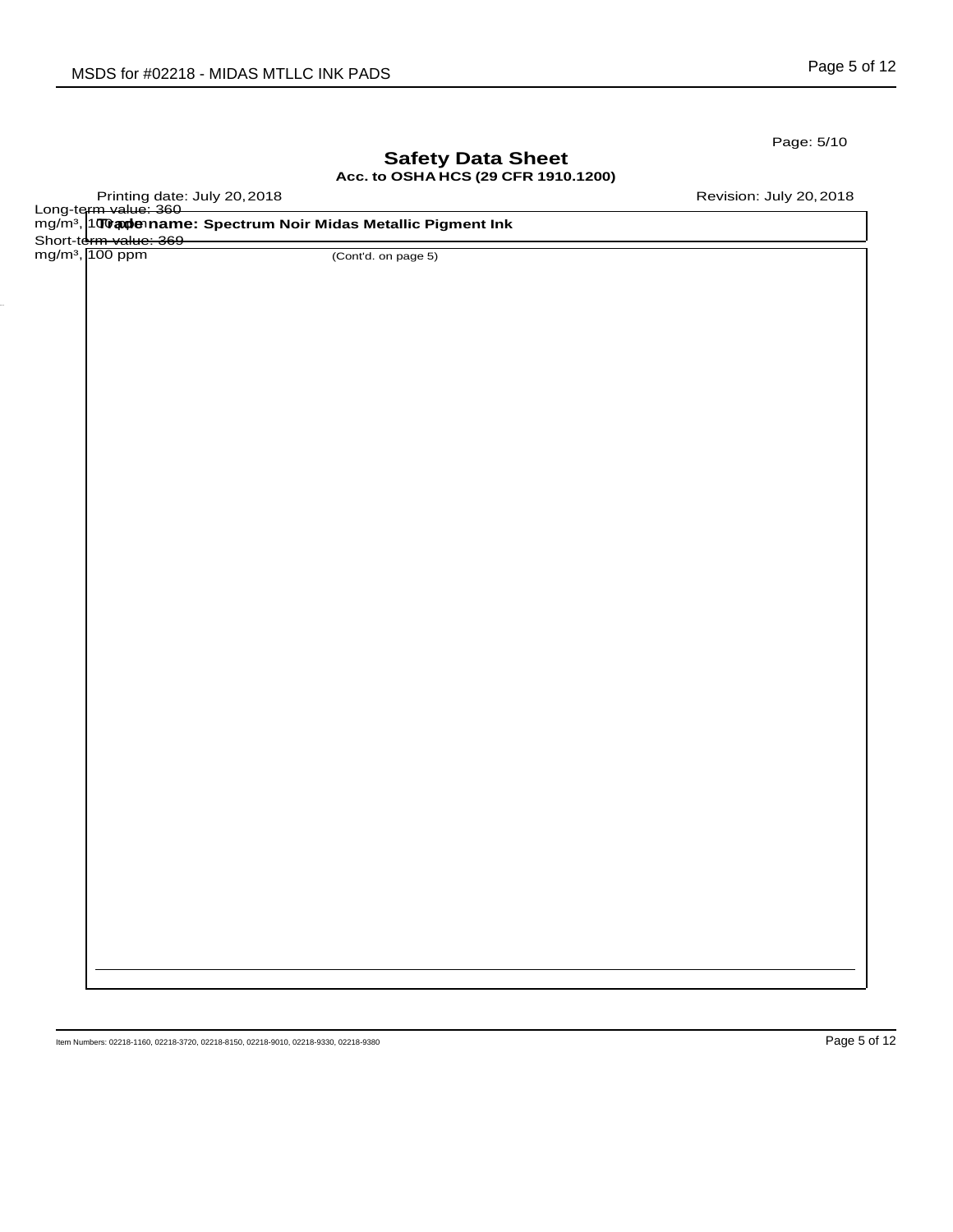# Safety Data Sheet

**Acc. to OSHA HCS (29 CFR 1910.1200)**

Printing date: July 20, 2018 Revision: July 20, 2018

Long-term value: 360 mg/m³, 100 ppm
Short-term value: 369 mg/m³, 100 ppm

**Trade name: Spectrum Noir Midas Metallic Pigment Ink**

(Cont'd. on page 5)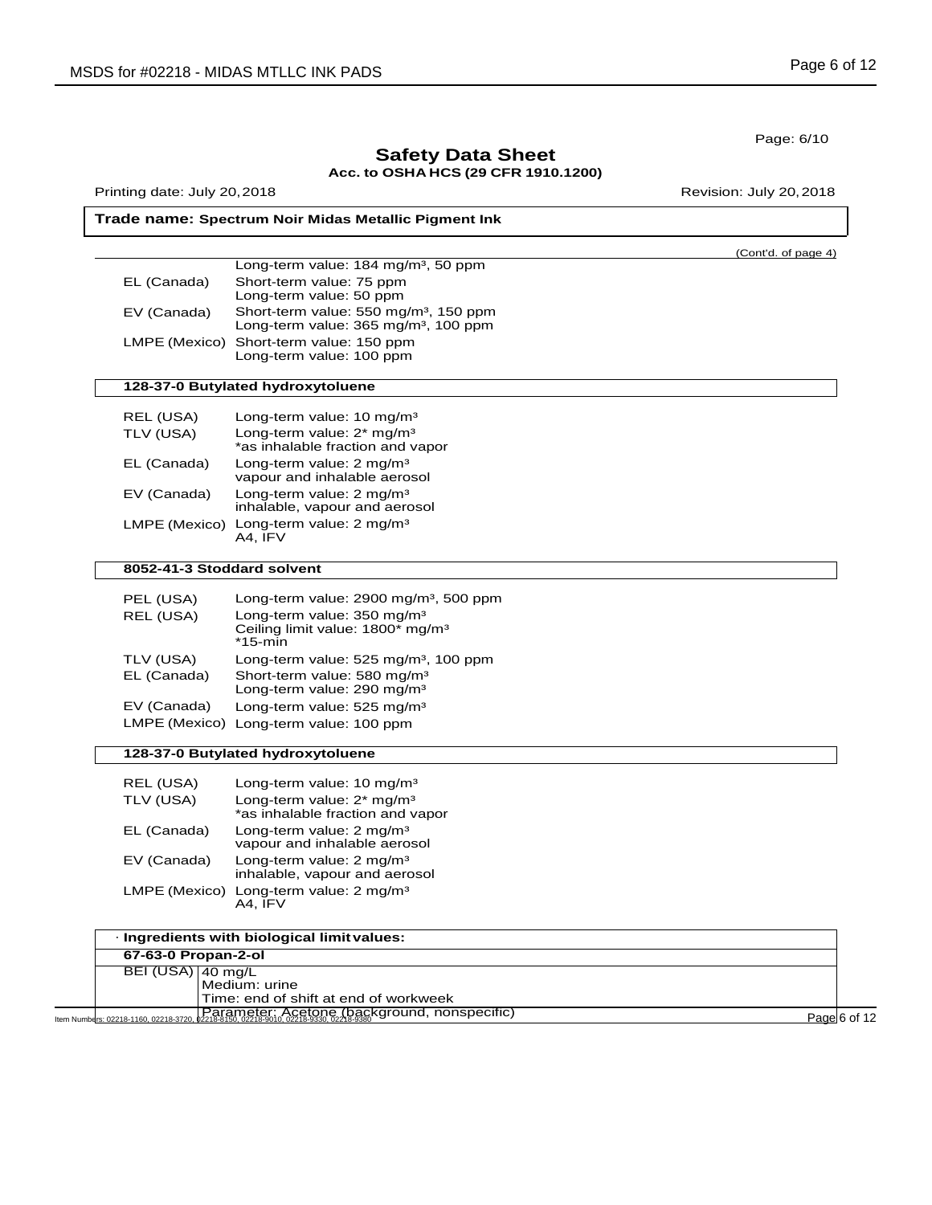Page: 6/10

# Safety Data Sheet

**Acc. to OSHA HCS (29 CFR 1910.1200)**

Printing date: July 20, 2018 | Revision: July 20, 2018

**Trade name: Spectrum Noir Midas Metallic Pigment Ink**

(Cont'd. of page 4)

| | |
|---|---|
| | Long-term value: 184 mg/m³, 50 ppm |
| EL (Canada) | Short-term value: 75 ppm<br>Long-term value: 50 ppm |
| EV (Canada) | Short-term value: 550 mg/m³, 150 ppm<br>Long-term value: 365 mg/m³, 100 ppm |
| LMPE (Mexico) | Short-term value: 150 ppm<br>Long-term value: 100 ppm |

**128-37-0 Butylated hydroxytoluene**

| | |
|---|---|
| REL (USA) | Long-term value: 10 mg/m³ |
| TLV (USA) | Long-term value: 2* mg/m³<br>*as inhalable fraction and vapor |
| EL (Canada) | Long-term value: 2 mg/m³<br>vapour and inhalable aerosol |
| EV (Canada) | Long-term value: 2 mg/m³<br>inhalable, vapour and aerosol |
| LMPE (Mexico) | Long-term value: 2 mg/m³<br>A4, IFV |

**8052-41-3 Stoddard solvent**

| | |
|---|---|
| PEL (USA) | Long-term value: 2900 mg/m³, 500 ppm |
| REL (USA) | Long-term value: 350 mg/m³<br>Ceiling limit value: 1800* mg/m³<br>*15-min |
| TLV (USA) | Long-term value: 525 mg/m³, 100 ppm |
| EL (Canada) | Short-term value: 580 mg/m³<br>Long-term value: 290 mg/m³ |
| EV (Canada) | Long-term value: 525 mg/m³ |
| LMPE (Mexico) | Long-term value: 100 ppm |

**128-37-0 Butylated hydroxytoluene**

| | |
|---|---|
| REL (USA) | Long-term value: 10 mg/m³ |
| TLV (USA) | Long-term value: 2* mg/m³<br>*as inhalable fraction and vapor |
| EL (Canada) | Long-term value: 2 mg/m³<br>vapour and inhalable aerosol |
| EV (Canada) | Long-term value: 2 mg/m³<br>inhalable, vapour and aerosol |
| LMPE (Mexico) | Long-term value: 2 mg/m³<br>A4, IFV |

· **Ingredients with biological limit values:**

**67-63-0 Propan-2-ol**

| | |
|---|---|
| BEI (USA) | 40 mg/L<br>Medium: urine<br>Time: end of shift at end of workweek<br>Parameter: Acetone (background, nonspecific) |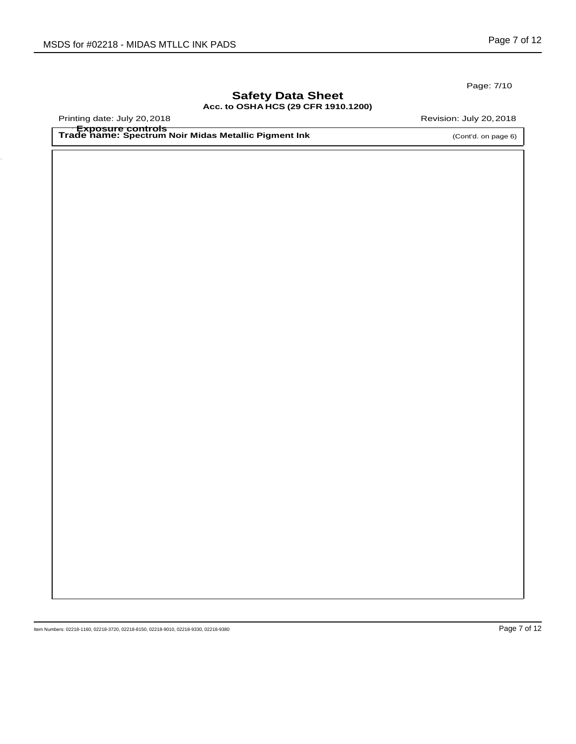**Safety Data Sheet**
**Acc. to OSHA HCS (29 CFR 1910.1200)**

Printing date: July 20, 2018 | Revision: July 20, 2018

· **Exposure controls**

**Trade name: Spectrum Noir Midas Metallic Pigment Ink**

(Cont'd. on page 6)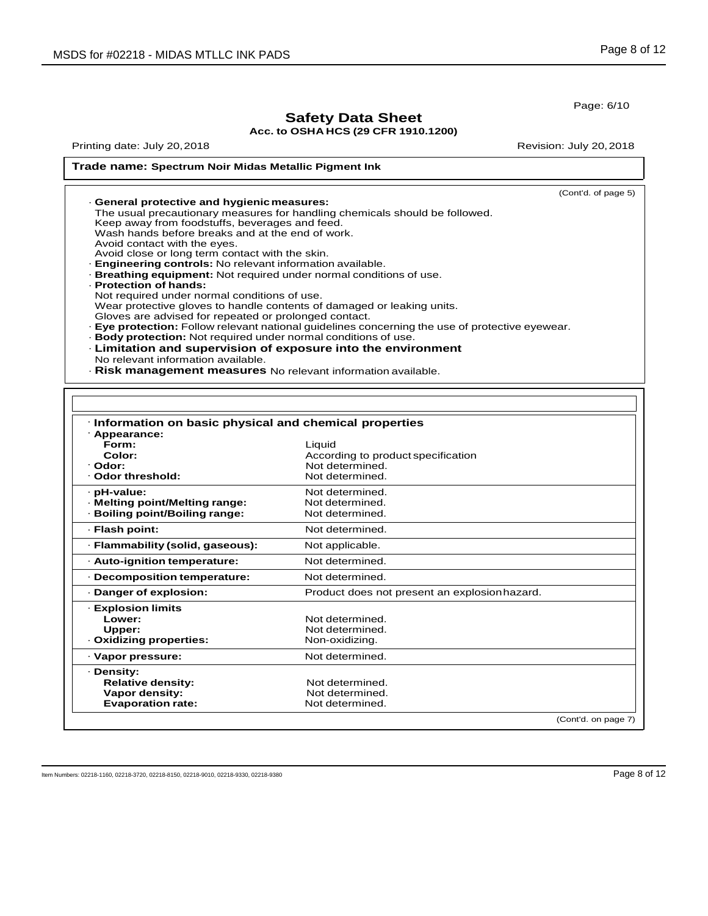**Safety Data Sheet**
**Acc. to OSHA HCS (29 CFR 1910.1200)**

Printing date: July 20, 2018 | Revision: July 20, 2018

**Trade name: Spectrum Noir Midas Metallic Pigment Ink**

(Cont'd. of page 5)

· **General protective and hygienic measures:**
The usual precautionary measures for handling chemicals should be followed.
Keep away from foodstuffs, beverages and feed.
Wash hands before breaks and at the end of work.
Avoid contact with the eyes.
Avoid close or long term contact with the skin.

· **Engineering controls:** No relevant information available.

· **Breathing equipment:** Not required under normal conditions of use.

· **Protection of hands:**
Not required under normal conditions of use.
Wear protective gloves to handle contents of damaged or leaking units.
Gloves are advised for repeated or prolonged contact.

· **Eye protection:** Follow relevant national guidelines concerning the use of protective eyewear.

· **Body protection:** Not required under normal conditions of use.

· **Limitation and supervision of exposure into the environment**
No relevant information available.

· **Risk management measures** No relevant information available.

· **Information on basic physical and chemical properties**

| Property | Value |
|---|---|
| · **Appearance:** | |
| **Form:** | Liquid |
| **Color:** | According to product specification |
| · **Odor:** | Not determined. |
| · **Odor threshold:** | Not determined. |
| · **pH-value:** | Not determined. |
| · **Melting point/Melting range:** | Not determined. |
| · **Boiling point/Boiling range:** | Not determined. |
| · **Flash point:** | Not determined. |
| · **Flammability (solid, gaseous):** | Not applicable. |
| · **Auto-ignition temperature:** | Not determined. |
| · **Decomposition temperature:** | Not determined. |
| · **Danger of explosion:** | Product does not present an explosion hazard. |
| · **Explosion limits** | |
| **Lower:** | Not determined. |
| **Upper:** | Not determined. |
| · **Oxidizing properties:** | Non-oxidizing. |
| · **Vapor pressure:** | Not determined. |
| · **Density:** | |
| **Relative density:** | Not determined. |
| **Vapor density:** | Not determined. |
| **Evaporation rate:** | Not determined. |

(Cont'd. on page 7)

Item Numbers: 02218-1160, 02218-3720, 02218-8150, 02218-9010, 02218-9330, 02218-9380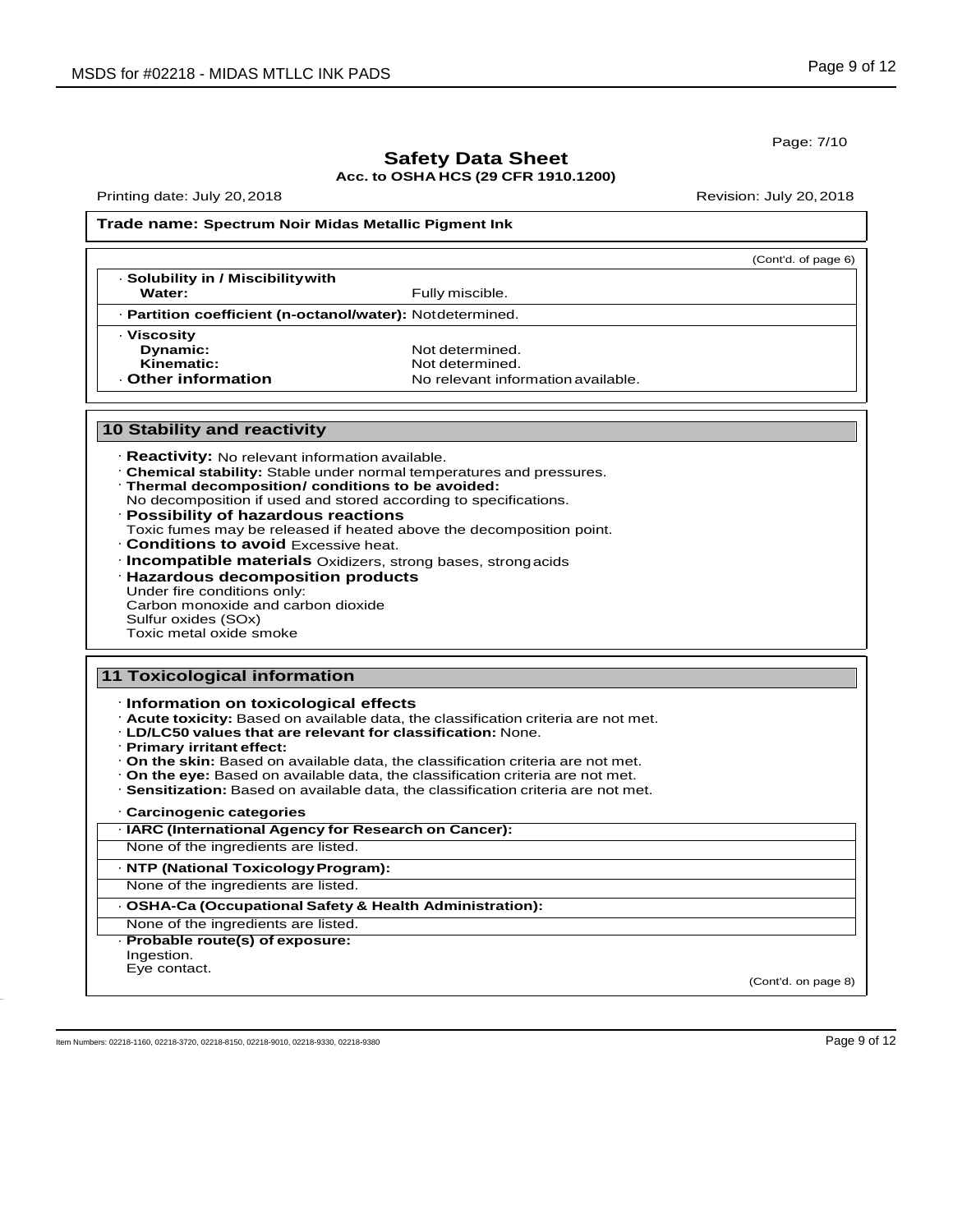**Safety Data Sheet**
**Acc. to OSHA HCS (29 CFR 1910.1200)**

Printing date: July 20, 2018 Revision: July 20, 2018

**Trade name: Spectrum Noir Midas Metallic Pigment Ink**

(Cont'd. of page 6)

· **Solubility in / Miscibility with**
**Water:** Fully miscible.

· **Partition coefficient (n-octanol/water):** Not determined.

· **Viscosity**
**Dynamic:** Not determined.
**Kinematic:** Not determined.
· **Other information** No relevant information available.

## 10 Stability and reactivity

· **Reactivity:** No relevant information available.
· **Chemical stability:** Stable under normal temperatures and pressures.
· **Thermal decomposition/ conditions to be avoided:**
No decomposition if used and stored according to specifications.
· **Possibility of hazardous reactions**
Toxic fumes may be released if heated above the decomposition point.
· **Conditions to avoid** Excessive heat.
· **Incompatible materials** Oxidizers, strong bases, strong acids
· **Hazardous decomposition products**
Under fire conditions only:
Carbon monoxide and carbon dioxide
Sulfur oxides (SOx)
Toxic metal oxide smoke

## 11 Toxicological information

· **Information on toxicological effects**
· **Acute toxicity:** Based on available data, the classification criteria are not met.
· **LD/LC50 values that are relevant for classification:** None.
· **Primary irritant effect:**
· **On the skin:** Based on available data, the classification criteria are not met.
· **On the eye:** Based on available data, the classification criteria are not met.
· **Sensitization:** Based on available data, the classification criteria are not met.

· **Carcinogenic categories**

· **IARC (International Agency for Research on Cancer):**
None of the ingredients are listed.

· **NTP (National Toxicology Program):**
None of the ingredients are listed.

· **OSHA-Ca (Occupational Safety & Health Administration):**
None of the ingredients are listed.

· **Probable route(s) of exposure:**
Ingestion.
Eye contact.

(Cont'd. on page 8)

Item Numbers: 02218-1160, 02218-3720, 02218-8150, 02218-9010, 02218-9330, 02218-9380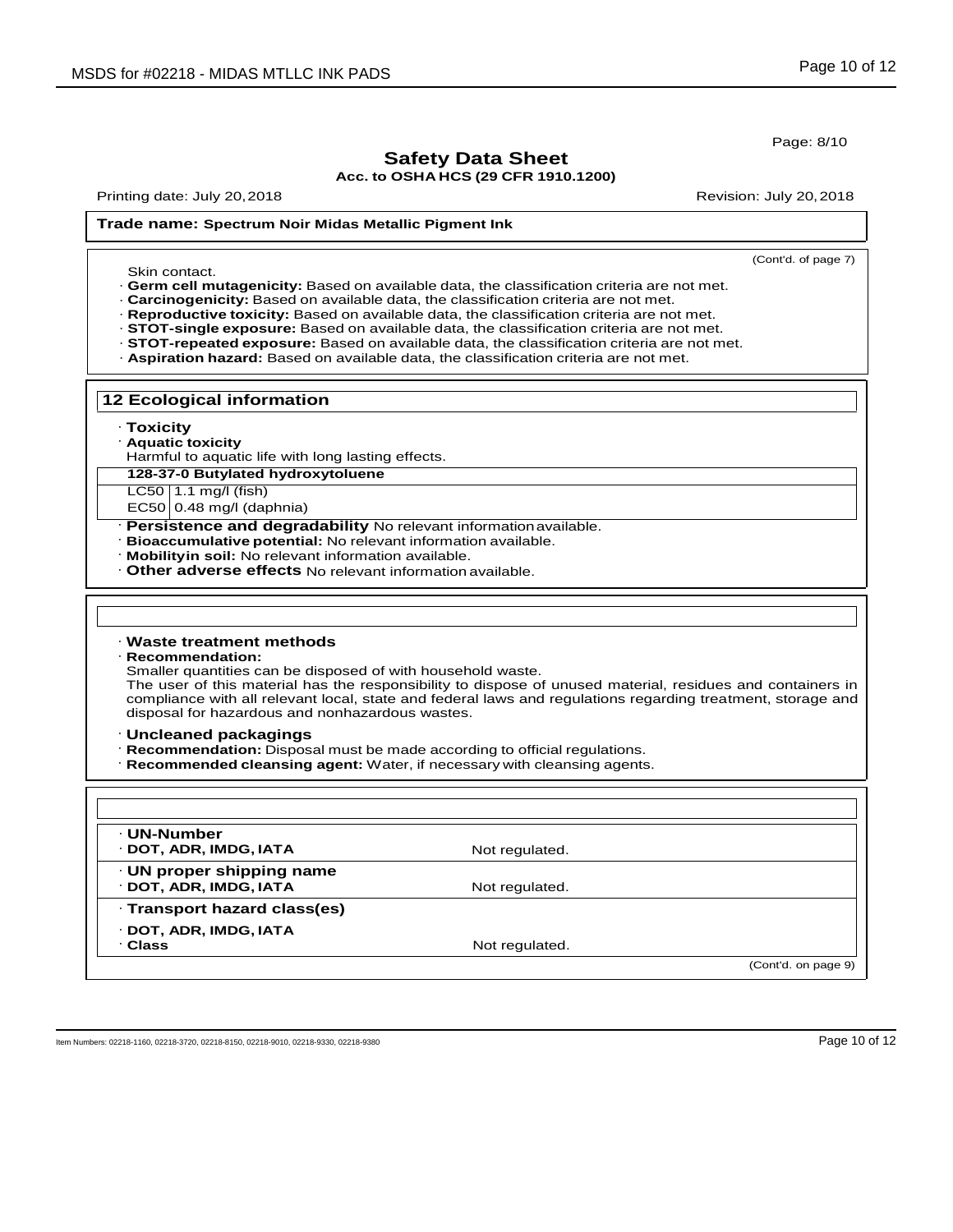Page: 8/10

# Safety Data Sheet

**Acc. to OSHA HCS (29 CFR 1910.1200)**

Printing date: July 20, 2018 Revision: July 20, 2018

**Trade name: Spectrum Noir Midas Metallic Pigment Ink**

(Cont'd. of page 7)

Skin contact.

- **Germ cell mutagenicity:** Based on available data, the classification criteria are not met.
- **Carcinogenicity:** Based on available data, the classification criteria are not met.
- **Reproductive toxicity:** Based on available data, the classification criteria are not met.
- **STOT-single exposure:** Based on available data, the classification criteria are not met.
- **STOT-repeated exposure:** Based on available data, the classification criteria are not met.
- **Aspiration hazard:** Based on available data, the classification criteria are not met.

## 12 Ecological information

- **Toxicity**
- **Aquatic toxicity**

Harmful to aquatic life with long lasting effects.

| 128-37-0 Butylated hydroxytoluene | |
|---|---|
| LC50 | 1.1 mg/l (fish) |
| EC50 | 0.48 mg/l (daphnia) |

- **Persistence and degradability** No relevant information available.
- **Bioaccumulative potential:** No relevant information available.
- **Mobilityin soil:** No relevant information available.
- **Other adverse effects** No relevant information available.

- **Waste treatment methods**
- **Recommendation:**

Smaller quantities can be disposed of with household waste.
The user of this material has the responsibility to dispose of unused material, residues and containers in compliance with all relevant local, state and federal laws and regulations regarding treatment, storage and disposal for hazardous and nonhazardous wastes.

- **Uncleaned packagings**
- **Recommendation:** Disposal must be made according to official regulations.
- **Recommended cleansing agent:** Water, if necessary with cleansing agents.

| | |
|---|---|
| **· UN-Number** | |
| **· DOT, ADR, IMDG, IATA** | Not regulated. |
| **· UN proper shipping name** | |
| **· DOT, ADR, IMDG, IATA** | Not regulated. |
| **· Transport hazard class(es)** | |
| **· DOT, ADR, IMDG, IATA** | |
| **· Class** | Not regulated. |

(Cont'd. on page 9)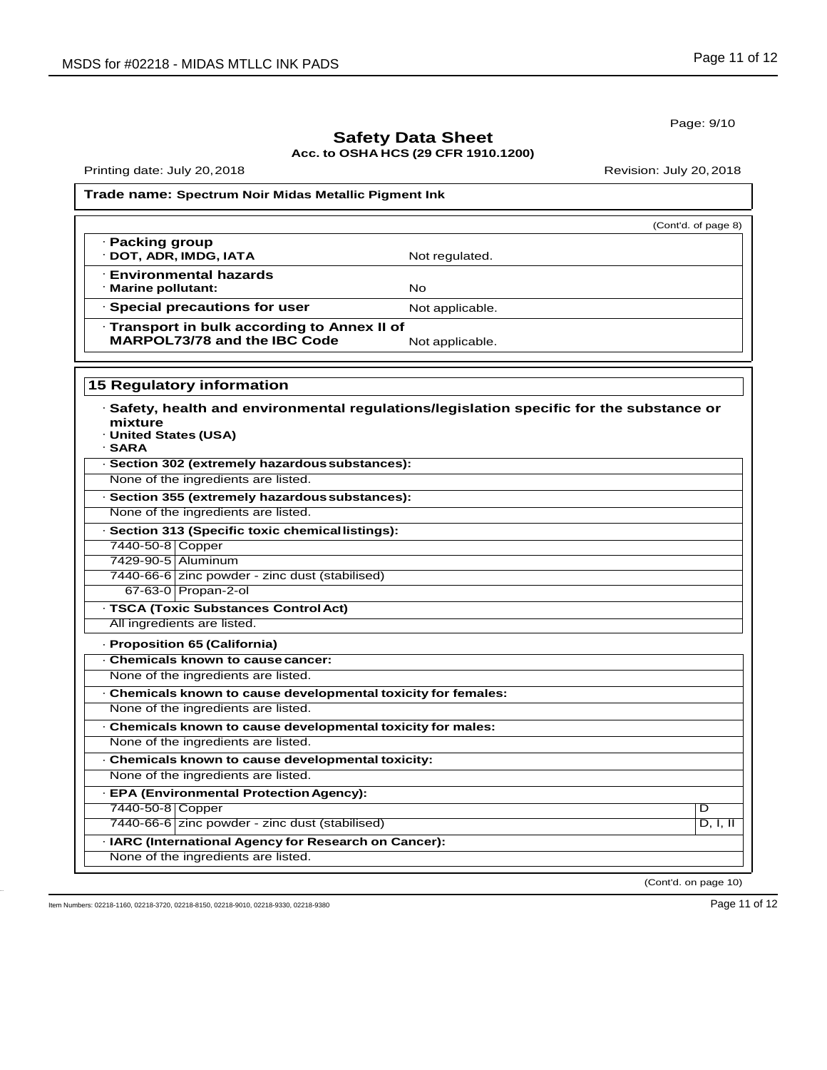Page: 9/10

# Safety Data Sheet

**Acc. to OSHA HCS (29 CFR 1910.1200)**

Printing date: July 20, 2018 Revision: July 20, 2018

**Trade name: Spectrum Noir Midas Metallic Pigment Ink**

(Cont'd. of page 8)

· **Packing group**

| · **DOT, ADR, IMDG, IATA** | Not regulated. |
|---|---|

· **Environmental hazards**

| · **Marine pollutant:** | No |
|---|---|
| · **Special precautions for user** | Not applicable. |
| · **Transport in bulk according to Annex II of MARPOL73/78 and the IBC Code** | Not applicable. |

## 15 Regulatory information

· **Safety, health and environmental regulations/legislation specific for the substance or mixture**

· **United States (USA)**

· **SARA**

· **Section 302 (extremely hazardous substances):**

None of the ingredients are listed.

· **Section 355 (extremely hazardous substances):**

None of the ingredients are listed.

· **Section 313 (Specific toxic chemical listings):**

| | |
|---|---|
| 7440-50-8 | Copper |
| 7429-90-5 | Aluminum |
| 7440-66-6 | zinc powder - zinc dust (stabilised) |
| 67-63-0 | Propan-2-ol |

· **TSCA (Toxic Substances Control Act)**

All ingredients are listed.

· **Proposition 65 (California)**

· **Chemicals known to cause cancer:**

None of the ingredients are listed.

· **Chemicals known to cause developmental toxicity for females:**

None of the ingredients are listed.

· **Chemicals known to cause developmental toxicity for males:**

None of the ingredients are listed.

· **Chemicals known to cause developmental toxicity:**

None of the ingredients are listed.

· **EPA (Environmental Protection Agency):**

| | | |
|---|---|---|
| 7440-50-8 | Copper | D |
| 7440-66-6 | zinc powder - zinc dust (stabilised) | D, I, II |

· **IARC (International Agency for Research on Cancer):**

None of the ingredients are listed.

(Cont'd. on page 10)

Item Numbers: 02218-1160, 02218-3720, 02218-8150, 02218-9010, 02218-9330, 02218-9380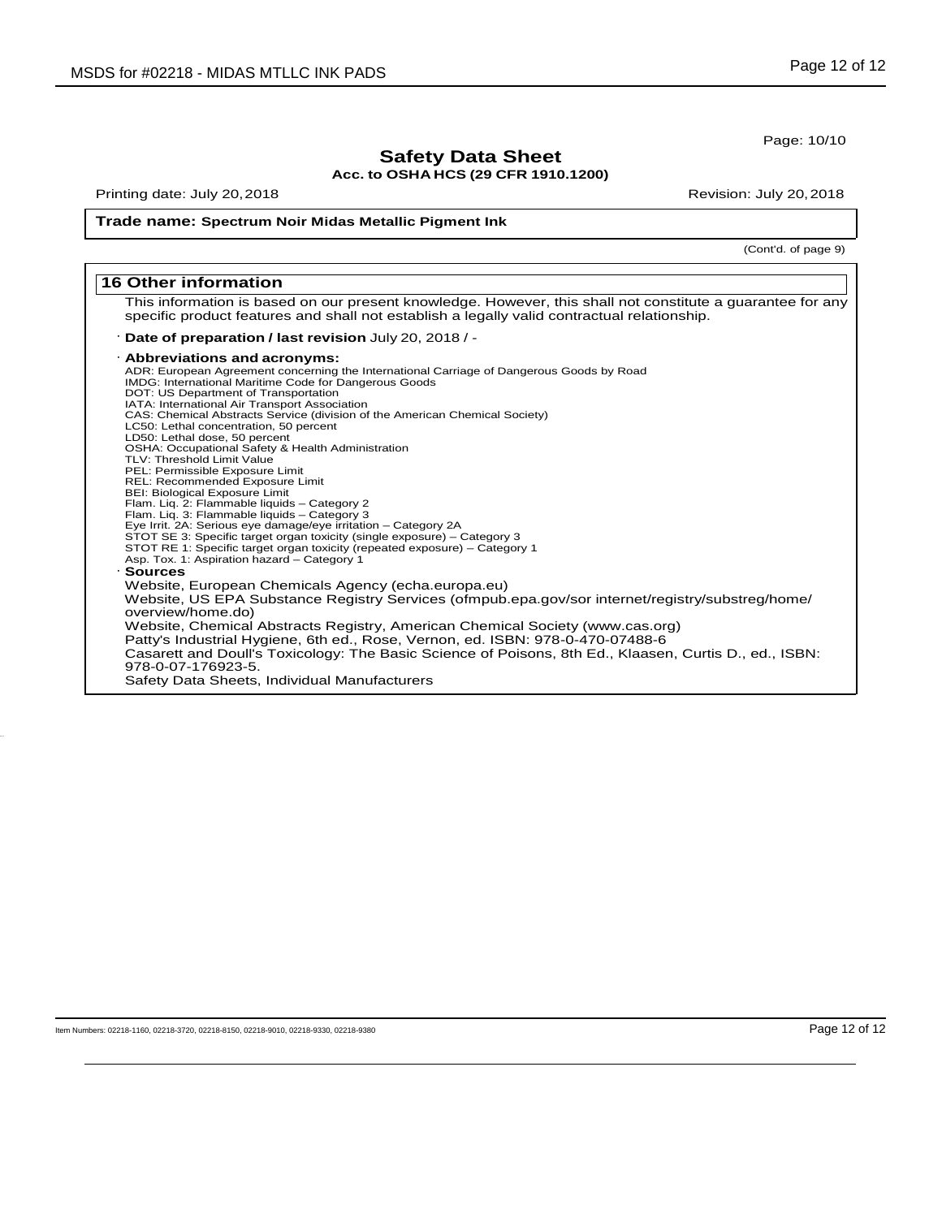# Safety Data Sheet

**Acc. to OSHA HCS (29 CFR 1910.1200)**

Printing date: July 20, 2018 | Revision: July 20, 2018

**Trade name: Spectrum Noir Midas Metallic Pigment Ink**

(Cont'd. of page 9)

## 16 Other information

This information is based on our present knowledge. However, this shall not constitute a guarantee for any specific product features and shall not establish a legally valid contractual relationship.

· **Date of preparation / last revision** July 20, 2018 / -

· **Abbreviations and acronyms:**

ADR: European Agreement concerning the International Carriage of Dangerous Goods by Road
IMDG: International Maritime Code for Dangerous Goods
DOT: US Department of Transportation
IATA: International Air Transport Association
CAS: Chemical Abstracts Service (division of the American Chemical Society)
LC50: Lethal concentration, 50 percent
LD50: Lethal dose, 50 percent
OSHA: Occupational Safety & Health Administration
TLV: Threshold Limit Value
PEL: Permissible Exposure Limit
REL: Recommended Exposure Limit
BEI: Biological Exposure Limit
Flam. Liq. 2: Flammable liquids – Category 2
Flam. Liq. 3: Flammable liquids – Category 3
Eye Irrit. 2A: Serious eye damage/eye irritation – Category 2A
STOT SE 3: Specific target organ toxicity (single exposure) – Category 3
STOT RE 1: Specific target organ toxicity (repeated exposure) – Category 1
Asp. Tox. 1: Aspiration hazard – Category 1

· **Sources**

Website, European Chemicals Agency (echa.europa.eu)
Website, US EPA Substance Registry Services (ofmpub.epa.gov/sor internet/registry/substreg/home/overview/home.do)
Website, Chemical Abstracts Registry, American Chemical Society (www.cas.org)
Patty's Industrial Hygiene, 6th ed., Rose, Vernon, ed. ISBN: 978-0-470-07488-6
Casarett and Doull's Toxicology: The Basic Science of Poisons, 8th Ed., Klaasen, Curtis D., ed., ISBN: 978-0-07-176923-5.
Safety Data Sheets, Individual Manufacturers

Item Numbers: 02218-1160, 02218-3720, 02218-8150, 02218-9010, 02218-9330, 02218-9380